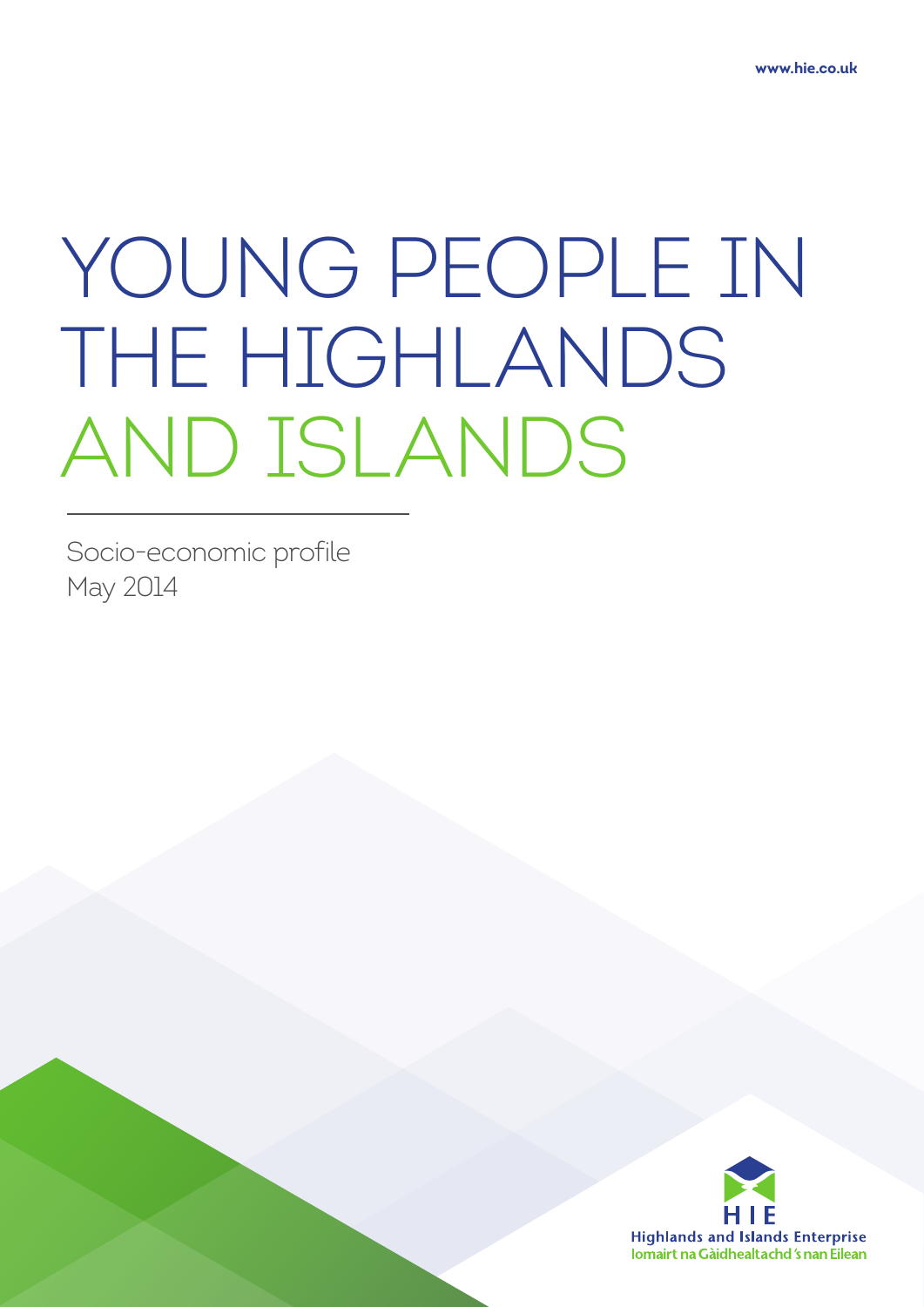www.hie.co.uk

# YOUNG PEOPLE IN THE HIGHLANDS AND ISLANDS

Socio-economic profile
May 2014

HIE
Highlands and Islands Enterprise
Iomairt na Gàidhealtachd 's nan Eilean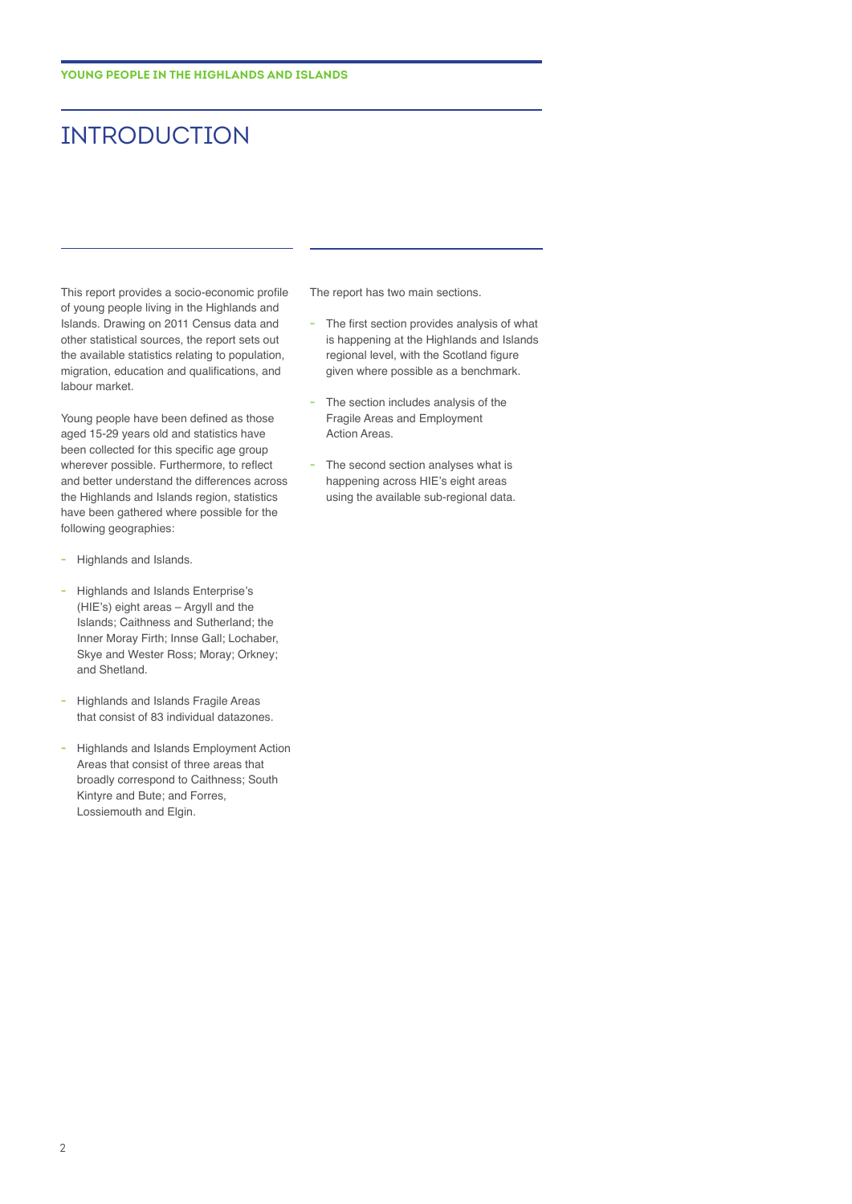# INTRODUCTION

This report provides a socio-economic profile of young people living in the Highlands and Islands. Drawing on 2011 Census data and other statistical sources, the report sets out the available statistics relating to population, migration, education and qualifications, and labour market.

Young people have been defined as those aged 15-29 years old and statistics have been collected for this specific age group wherever possible. Furthermore, to reflect and better understand the differences across the Highlands and Islands region, statistics have been gathered where possible for the following geographies:

- Highlands and Islands.
- Highlands and Islands Enterprise's (HIE's) eight areas – Argyll and the Islands; Caithness and Sutherland; the Inner Moray Firth; Innse Gall; Lochaber, Skye and Wester Ross; Moray; Orkney; and Shetland.
- Highlands and Islands Fragile Areas that consist of 83 individual datazones.
- Highlands and Islands Employment Action Areas that consist of three areas that broadly correspond to Caithness; South Kintyre and Bute; and Forres, Lossiemouth and Elgin.

The report has two main sections.

- The first section provides analysis of what is happening at the Highlands and Islands regional level, with the Scotland figure given where possible as a benchmark.
- The section includes analysis of the Fragile Areas and Employment Action Areas.
- The second section analyses what is happening across HIE's eight areas using the available sub-regional data.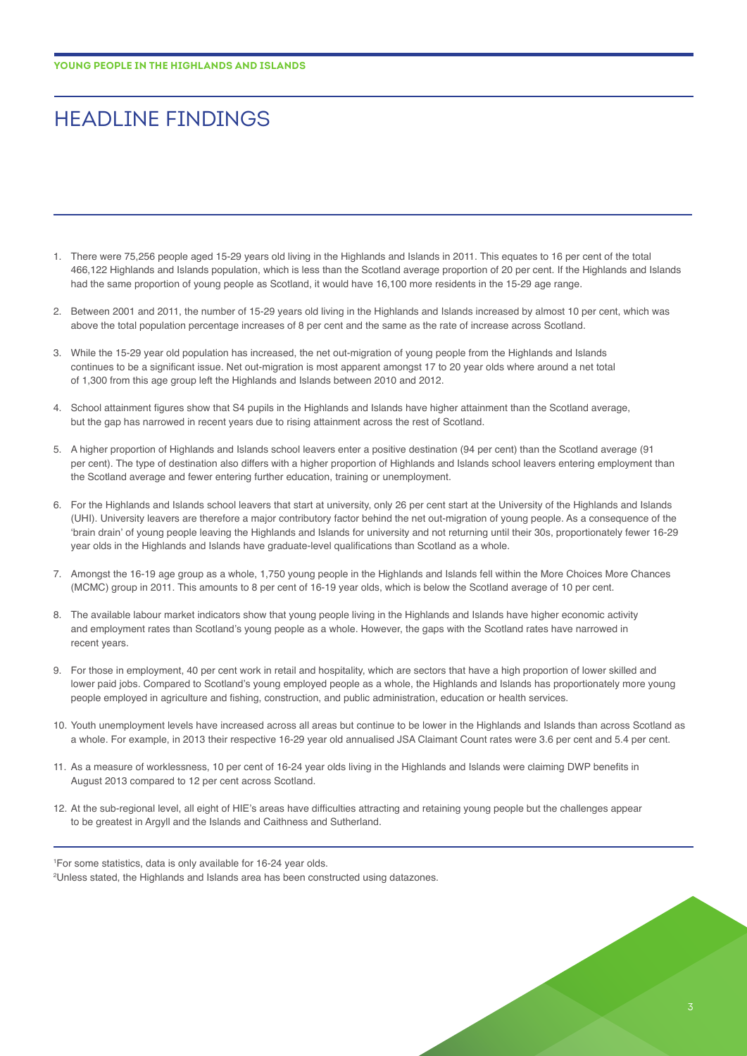# HEADLINE FINDINGS

1. There were 75,256 people aged 15-29 years old living in the Highlands and Islands in 2011. This equates to 16 per cent of the total 466,122 Highlands and Islands population, which is less than the Scotland average proportion of 20 per cent. If the Highlands and Islands had the same proportion of young people as Scotland, it would have 16,100 more residents in the 15-29 age range.

2. Between 2001 and 2011, the number of 15-29 years old living in the Highlands and Islands increased by almost 10 per cent, which was above the total population percentage increases of 8 per cent and the same as the rate of increase across Scotland.

3. While the 15-29 year old population has increased, the net out-migration of young people from the Highlands and Islands continues to be a significant issue. Net out-migration is most apparent amongst 17 to 20 year olds where around a net total of 1,300 from this age group left the Highlands and Islands between 2010 and 2012.

4. School attainment figures show that S4 pupils in the Highlands and Islands have higher attainment than the Scotland average, but the gap has narrowed in recent years due to rising attainment across the rest of Scotland.

5. A higher proportion of Highlands and Islands school leavers enter a positive destination (94 per cent) than the Scotland average (91 per cent). The type of destination also differs with a higher proportion of Highlands and Islands school leavers entering employment than the Scotland average and fewer entering further education, training or unemployment.

6. For the Highlands and Islands school leavers that start at university, only 26 per cent start at the University of the Highlands and Islands (UHI). University leavers are therefore a major contributory factor behind the net out-migration of young people. As a consequence of the 'brain drain' of young people leaving the Highlands and Islands for university and not returning until their 30s, proportionately fewer 16-29 year olds in the Highlands and Islands have graduate-level qualifications than Scotland as a whole.

7. Amongst the 16-19 age group as a whole, 1,750 young people in the Highlands and Islands fell within the More Choices More Chances (MCMC) group in 2011. This amounts to 8 per cent of 16-19 year olds, which is below the Scotland average of 10 per cent.

8. The available labour market indicators show that young people living in the Highlands and Islands have higher economic activity and employment rates than Scotland's young people as a whole. However, the gaps with the Scotland rates have narrowed in recent years.

9. For those in employment, 40 per cent work in retail and hospitality, which are sectors that have a high proportion of lower skilled and lower paid jobs. Compared to Scotland's young employed people as a whole, the Highlands and Islands has proportionately more young people employed in agriculture and fishing, construction, and public administration, education or health services.

10. Youth unemployment levels have increased across all areas but continue to be lower in the Highlands and Islands than across Scotland as a whole. For example, in 2013 their respective 16-29 year old annualised JSA Claimant Count rates were 3.6 per cent and 5.4 per cent.

11. As a measure of worklessness, 10 per cent of 16-24 year olds living in the Highlands and Islands were claiming DWP benefits in August 2013 compared to 12 per cent across Scotland.

12. At the sub-regional level, all eight of HIE's areas have difficulties attracting and retaining young people but the challenges appear to be greatest in Argyll and the Islands and Caithness and Sutherland.

[1] For some statistics, data is only available for 16-24 year olds.

[2] Unless stated, the Highlands and Islands area has been constructed using datazones.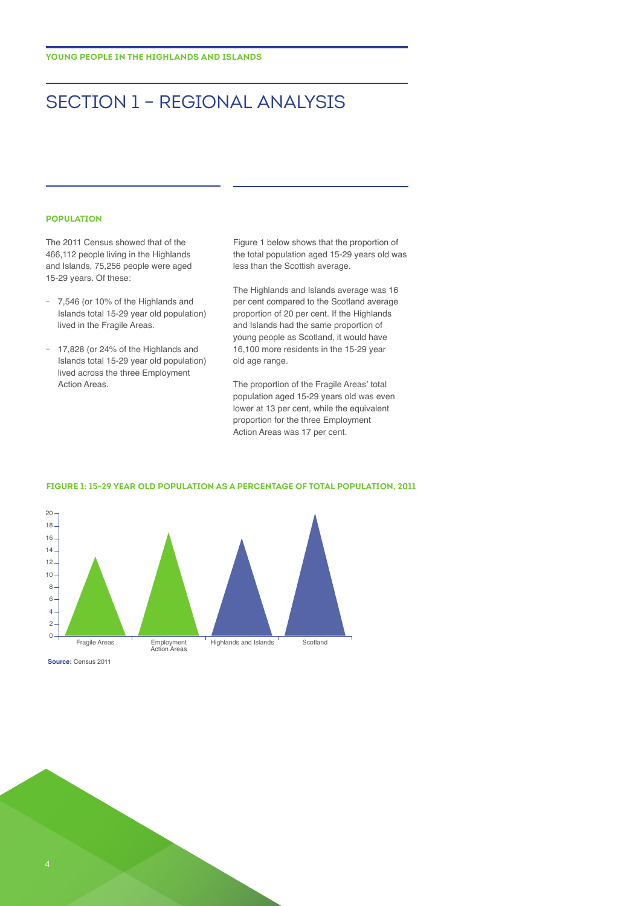# SECTION 1 – REGIONAL ANALYSIS

### POPULATION

The 2011 Census showed that of the 466,112 people living in the Highlands and Islands, 75,256 people were aged 15-29 years. Of these:

- 7,546 (or 10% of the Highlands and Islands total 15-29 year old population) lived in the Fragile Areas.
- 17,828 (or 24% of the Highlands and Islands total 15-29 year old population) lived across the three Employment Action Areas.

Figure 1 below shows that the proportion of the total population aged 15-29 years old was less than the Scottish average.

The Highlands and Islands average was 16 per cent compared to the Scotland average proportion of 20 per cent. If the Highlands and Islands had the same proportion of young people as Scotland, it would have 16,100 more residents in the 15-29 year old age range.

The proportion of the Fragile Areas' total population aged 15-29 years old was even lower at 13 per cent, while the equivalent proportion for the three Employment Action Areas was 17 per cent.

**FIGURE 1: 15-29 YEAR OLD POPULATION AS A PERCENTAGE OF TOTAL POPULATION, 2011**

| Area | % |
|---|---|
| Fragile Areas | 13 |
| Employment Action Areas | 17 |
| Highlands and Islands | 16 |
| Scotland | 20 |

**Source:** Census 2011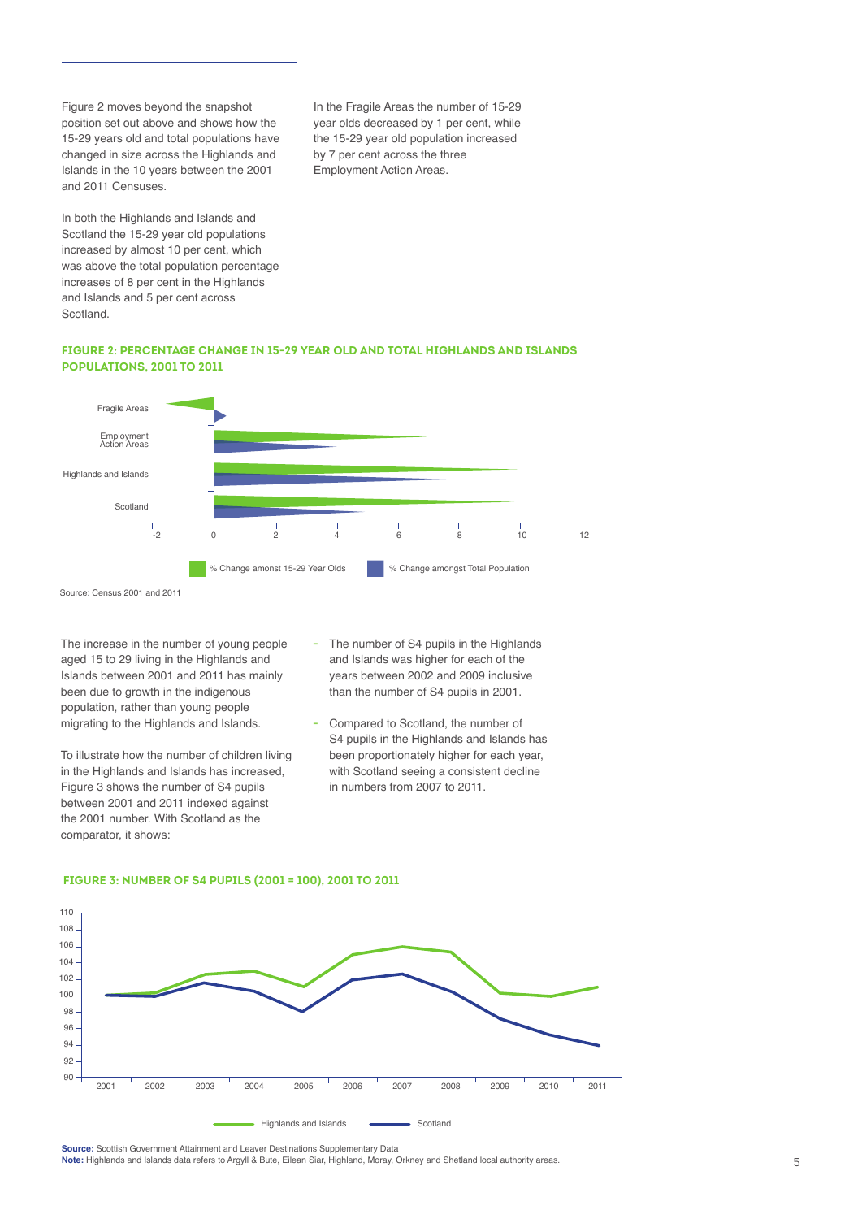Figure 2 moves beyond the snapshot position set out above and shows how the 15-29 years old and total populations have changed in size across the Highlands and Islands in the 10 years between the 2001 and 2011 Censuses.

In both the Highlands and Islands and Scotland the 15-29 year old populations increased by almost 10 per cent, which was above the total population percentage increases of 8 per cent in the Highlands and Islands and 5 per cent across Scotland.

In the Fragile Areas the number of 15-29 year olds decreased by 1 per cent, while the 15-29 year old population increased by 7 per cent across the three Employment Action Areas.

#### FIGURE 2: PERCENTAGE CHANGE IN 15-29 YEAR OLD AND TOTAL HIGHLANDS AND ISLANDS POPULATIONS, 2001 TO 2011

Fragile Areas

Employment Action Areas

Highlands and Islands

Scotland

-2 0 2 4 6 8 10 12

% Change amonst 15-29 Year Olds | % Change amongst Total Population

Source: Census 2001 and 2011

The increase in the number of young people aged 15 to 29 living in the Highlands and Islands between 2001 and 2011 has mainly been due to growth in the indigenous population, rather than young people migrating to the Highlands and Islands.

To illustrate how the number of children living in the Highlands and Islands has increased, Figure 3 shows the number of S4 pupils between 2001 and 2011 indexed against the 2001 number. With Scotland as the comparator, it shows:

- The number of S4 pupils in the Highlands and Islands was higher for each of the years between 2002 and 2009 inclusive than the number of S4 pupils in 2001.
- Compared to Scotland, the number of S4 pupils in the Highlands and Islands has been proportionately higher for each year, with Scotland seeing a consistent decline in numbers from 2007 to 2011.

#### FIGURE 3: NUMBER OF S4 PUPILS (2001 = 100), 2001 TO 2011

110, 108, 106, 104, 102, 100, 98, 96, 94, 92, 90

2001 2002 2003 2004 2005 2006 2007 2008 2009 2010 2011

Highlands and Islands | Scotland

**Source:** Scottish Government Attainment and Leaver Destinations Supplementary Data
**Note:** Highlands and Islands data refers to Argyll & Bute, Eilean Siar, Highland, Moray, Orkney and Shetland local authority areas.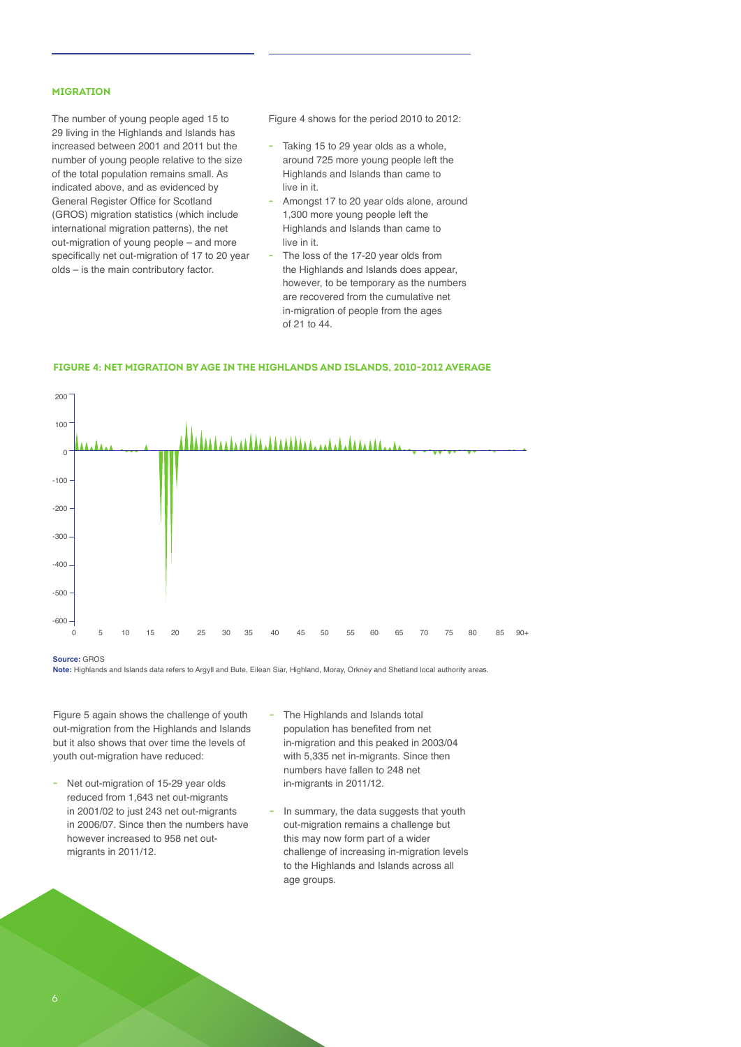## MIGRATION

The number of young people aged 15 to 29 living in the Highlands and Islands has increased between 2001 and 2011 but the number of young people relative to the size of the total population remains small. As indicated above, and as evidenced by General Register Office for Scotland (GROS) migration statistics (which include international migration patterns), the net out-migration of young people – and more specifically net out-migration of 17 to 20 year olds – is the main contributory factor.

Figure 4 shows for the period 2010 to 2012:

- Taking 15 to 29 year olds as a whole, around 725 more young people left the Highlands and Islands than came to live in it.
- Amongst 17 to 20 year olds alone, around 1,300 more young people left the Highlands and Islands than came to live in it.
- The loss of the 17-20 year olds from the Highlands and Islands does appear, however, to be temporary as the numbers are recovered from the cumulative net in-migration of people from the ages of 21 to 44.

**FIGURE 4: NET MIGRATION BY AGE IN THE HIGHLANDS AND ISLANDS, 2010-2012 AVERAGE**

**Source:** GROS

**Note:** Highlands and Islands data refers to Argyll and Bute, Eilean Siar, Highland, Moray, Orkney and Shetland local authority areas.

Figure 5 again shows the challenge of youth out-migration from the Highlands and Islands but it also shows that over time the levels of youth out-migration have reduced:

- Net out-migration of 15-29 year olds reduced from 1,643 net out-migrants in 2001/02 to just 243 net out-migrants in 2006/07. Since then the numbers have however increased to 958 net out-migrants in 2011/12.
- The Highlands and Islands total population has benefited from net in-migration and this peaked in 2003/04 with 5,335 net in-migrants. Since then numbers have fallen to 248 net in-migrants in 2011/12.
- In summary, the data suggests that youth out-migration remains a challenge but this may now form part of a wider challenge of increasing in-migration levels to the Highlands and Islands across all age groups.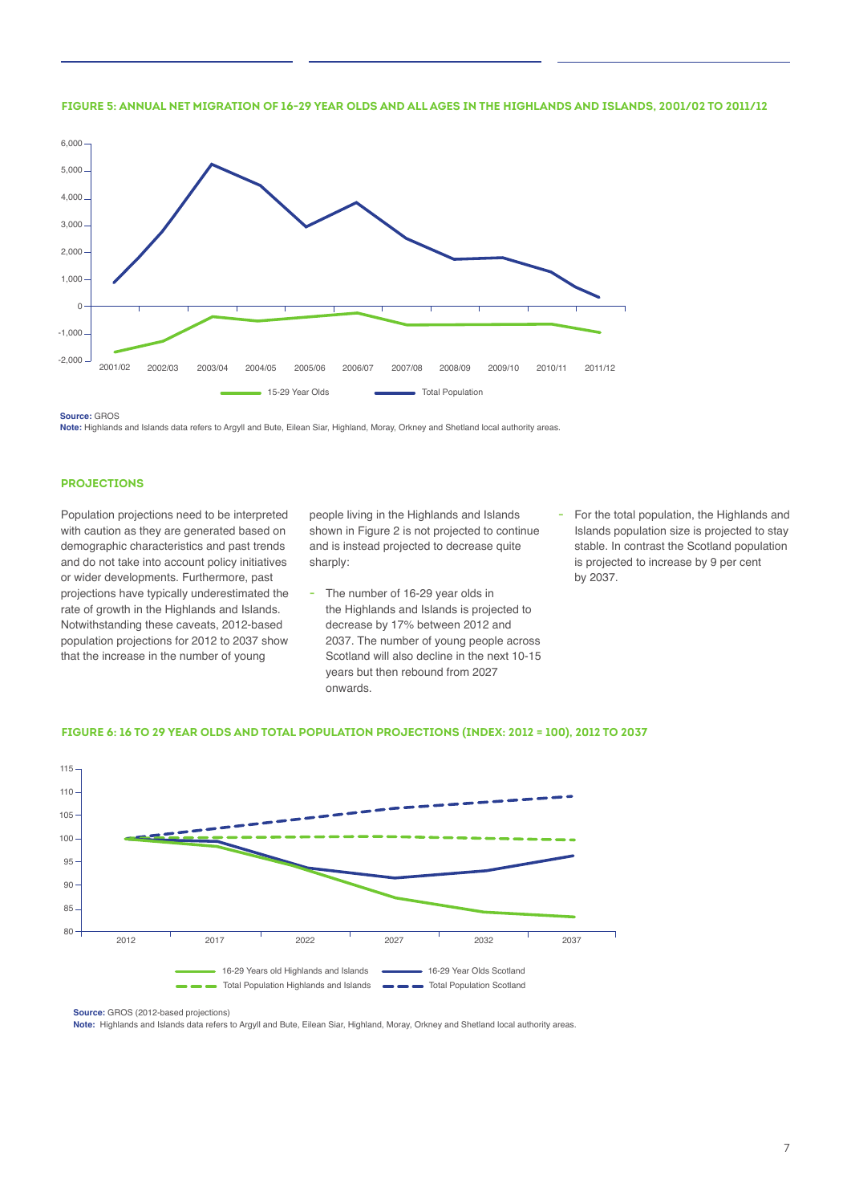**FIGURE 5: ANNUAL NET MIGRATION OF 16-29 YEAR OLDS AND ALL AGES IN THE HIGHLANDS AND ISLANDS, 2001/02 TO 2011/12**

**Source:** GROS
**Note:** Highlands and Islands data refers to Argyll and Bute, Eilean Siar, Highland, Moray, Orkney and Shetland local authority areas.

## PROJECTIONS

Population projections need to be interpreted with caution as they are generated based on demographic characteristics and past trends and do not take into account policy initiatives or wider developments. Furthermore, past projections have typically underestimated the rate of growth in the Highlands and Islands. Notwithstanding these caveats, 2012-based population projections for 2012 to 2037 show that the increase in the number of young people living in the Highlands and Islands shown in Figure 2 is not projected to continue and is instead projected to decrease quite sharply:

- The number of 16-29 year olds in the Highlands and Islands is projected to decrease by 17% between 2012 and 2037. The number of young people across Scotland will also decline in the next 10-15 years but then rebound from 2027 onwards.
- For the total population, the Highlands and Islands population size is projected to stay stable. In contrast the Scotland population is projected to increase by 9 per cent by 2037.

**FIGURE 6: 16 TO 29 YEAR OLDS AND TOTAL POPULATION PROJECTIONS (INDEX: 2012 = 100), 2012 TO 2037**

**Source:** GROS (2012-based projections)
**Note:** Highlands and Islands data refers to Argyll and Bute, Eilean Siar, Highland, Moray, Orkney and Shetland local authority areas.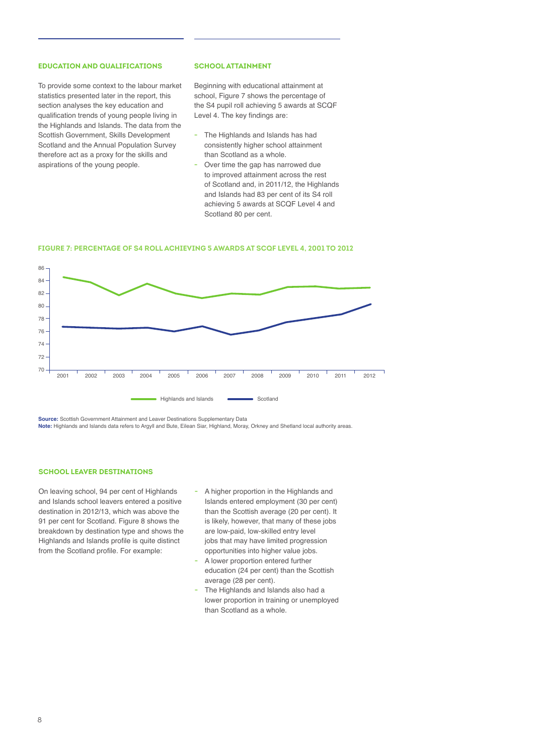## EDUCATION AND QUALIFICATIONS

To provide some context to the labour market statistics presented later in the report, this section analyses the key education and qualification trends of young people living in the Highlands and Islands. The data from the Scottish Government, Skills Development Scotland and the Annual Population Survey therefore act as a proxy for the skills and aspirations of the young people.

## SCHOOL ATTAINMENT

Beginning with educational attainment at school, Figure 7 shows the percentage of the S4 pupil roll achieving 5 awards at SCQF Level 4. The key findings are:

- The Highlands and Islands has had consistently higher school attainment than Scotland as a whole.
- Over time the gap has narrowed due to improved attainment across the rest of Scotland and, in 2011/12, the Highlands and Islands had 83 per cent of its S4 roll achieving 5 awards at SCQF Level 4 and Scotland 80 per cent.

**FIGURE 7: PERCENTAGE OF S4 ROLL ACHIEVING 5 AWARDS AT SCQF LEVEL 4, 2001 TO 2012**

**Source:** Scottish Government Attainment and Leaver Destinations Supplementary Data
**Note:** Highlands and Islands data refers to Argyll and Bute, Eilean Siar, Highland, Moray, Orkney and Shetland local authority areas.

## SCHOOL LEAVER DESTINATIONS

On leaving school, 94 per cent of Highlands and Islands school leavers entered a positive destination in 2012/13, which was above the 91 per cent for Scotland. Figure 8 shows the breakdown by destination type and shows the Highlands and Islands profile is quite distinct from the Scotland profile. For example:

- A higher proportion in the Highlands and Islands entered employment (30 per cent) than the Scottish average (20 per cent). It is likely, however, that many of these jobs are low-paid, low-skilled entry level jobs that may have limited progression opportunities into higher value jobs.
- A lower proportion entered further education (24 per cent) than the Scottish average (28 per cent).
- The Highlands and Islands also had a lower proportion in training or unemployed than Scotland as a whole.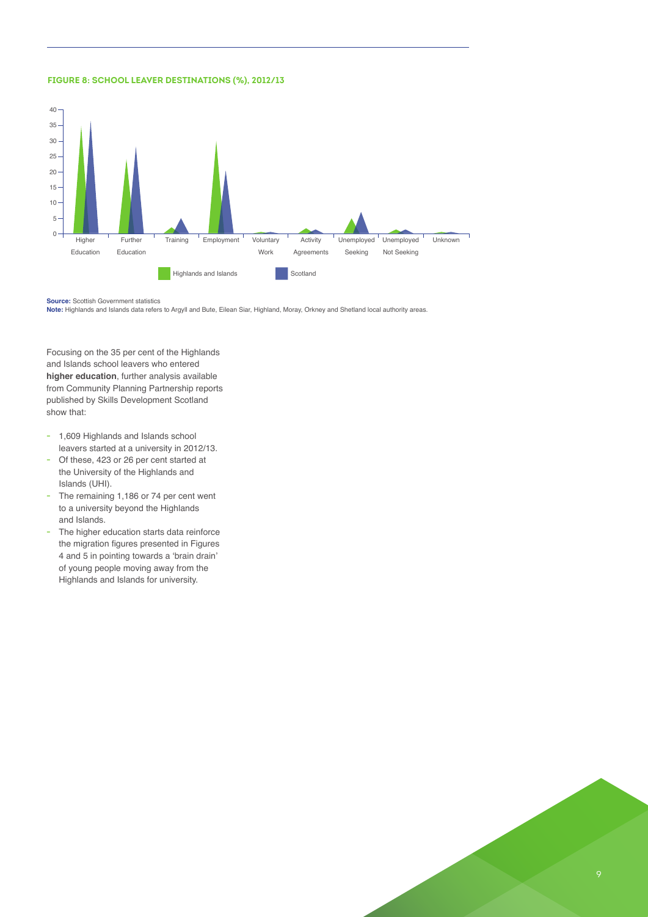#### FIGURE 8: SCHOOL LEAVER DESTINATIONS (%), 2012/13

**Source:** Scottish Government statistics
**Note:** Highlands and Islands data refers to Argyll and Bute, Eilean Siar, Highland, Moray, Orkney and Shetland local authority areas.

Focusing on the 35 per cent of the Highlands and Islands school leavers who entered **higher education**, further analysis available from Community Planning Partnership reports published by Skills Development Scotland show that:

- 1,609 Highlands and Islands school leavers started at a university in 2012/13.
- Of these, 423 or 26 per cent started at the University of the Highlands and Islands (UHI).
- The remaining 1,186 or 74 per cent went to a university beyond the Highlands and Islands.
- The higher education starts data reinforce the migration figures presented in Figures 4 and 5 in pointing towards a 'brain drain' of young people moving away from the Highlands and Islands for university.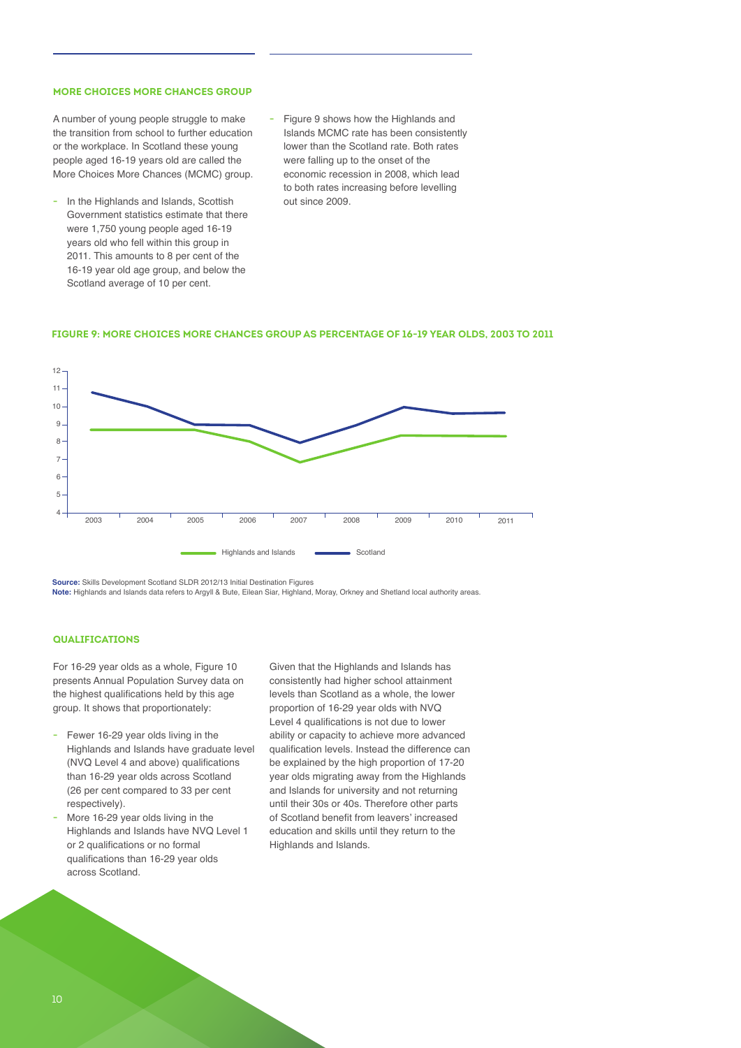## MORE CHOICES MORE CHANCES GROUP

A number of young people struggle to make the transition from school to further education or the workplace. In Scotland these young people aged 16-19 years old are called the More Choices More Chances (MCMC) group.

- In the Highlands and Islands, Scottish Government statistics estimate that there were 1,750 young people aged 16-19 years old who fell within this group in 2011. This amounts to 8 per cent of the 16-19 year old age group, and below the Scotland average of 10 per cent.
- Figure 9 shows how the Highlands and Islands MCMC rate has been consistently lower than the Scotland rate. Both rates were falling up to the onset of the economic recession in 2008, which lead to both rates increasing before levelling out since 2009.

**FIGURE 9: MORE CHOICES MORE CHANCES GROUP AS PERCENTAGE OF 16-19 YEAR OLDS, 2003 TO 2011**

**Source:** Skills Development Scotland SLDR 2012/13 Initial Destination Figures
**Note:** Highlands and Islands data refers to Argyll & Bute, Eilean Siar, Highland, Moray, Orkney and Shetland local authority areas.

## QUALIFICATIONS

For 16-29 year olds as a whole, Figure 10 presents Annual Population Survey data on the highest qualifications held by this age group. It shows that proportionately:

- Fewer 16-29 year olds living in the Highlands and Islands have graduate level (NVQ Level 4 and above) qualifications than 16-29 year olds across Scotland (26 per cent compared to 33 per cent respectively).
- More 16-29 year olds living in the Highlands and Islands have NVQ Level 1 or 2 qualifications or no formal qualifications than 16-29 year olds across Scotland.

Given that the Highlands and Islands has consistently had higher school attainment levels than Scotland as a whole, the lower proportion of 16-29 year olds with NVQ Level 4 qualifications is not due to lower ability or capacity to achieve more advanced qualification levels. Instead the difference can be explained by the high proportion of 17-20 year olds migrating away from the Highlands and Islands for university and not returning until their 30s or 40s. Therefore other parts of Scotland benefit from leavers' increased education and skills until they return to the Highlands and Islands.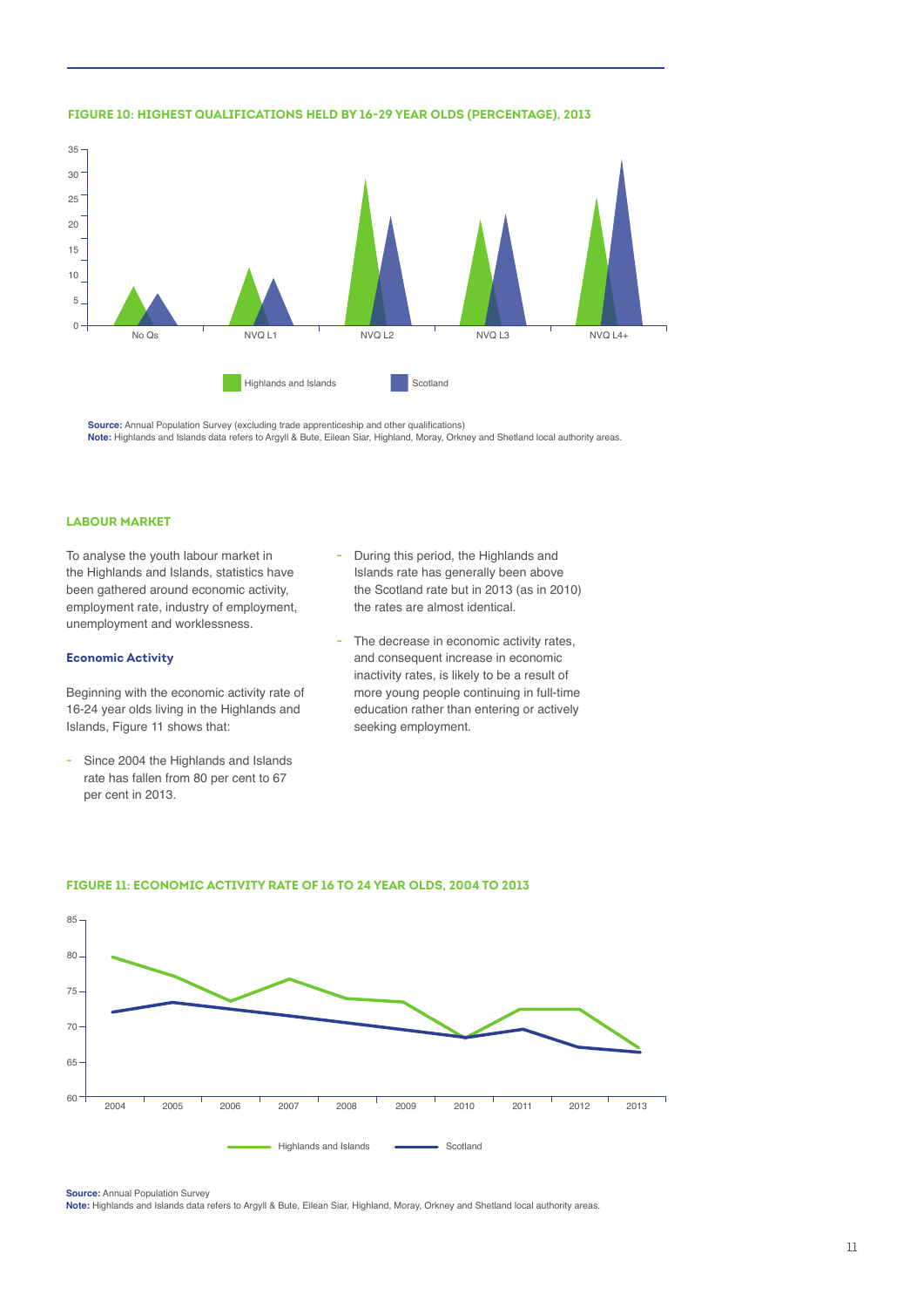**FIGURE 10: HIGHEST QUALIFICATIONS HELD BY 16-29 YEAR OLDS (PERCENTAGE), 2013**

**Source:** Annual Population Survey (excluding trade apprenticeship and other qualifications)
**Note:** Highlands and Islands data refers to Argyll & Bute, Eilean Siar, Highland, Moray, Orkney and Shetland local authority areas.

## LABOUR MARKET

To analyse the youth labour market in the Highlands and Islands, statistics have been gathered around economic activity, employment rate, industry of employment, unemployment and worklessness.

### Economic Activity

Beginning with the economic activity rate of 16-24 year olds living in the Highlands and Islands, Figure 11 shows that:

- Since 2004 the Highlands and Islands rate has fallen from 80 per cent to 67 per cent in 2013.
- During this period, the Highlands and Islands rate has generally been above the Scotland rate but in 2013 (as in 2010) the rates are almost identical.
- The decrease in economic activity rates, and consequent increase in economic inactivity rates, is likely to be a result of more young people continuing in full-time education rather than entering or actively seeking employment.

**FIGURE 11: ECONOMIC ACTIVITY RATE OF 16 TO 24 YEAR OLDS, 2004 TO 2013**

**Source:** Annual Population Survey
**Note:** Highlands and Islands data refers to Argyll & Bute, Eilean Siar, Highland, Moray, Orkney and Shetland local authority areas.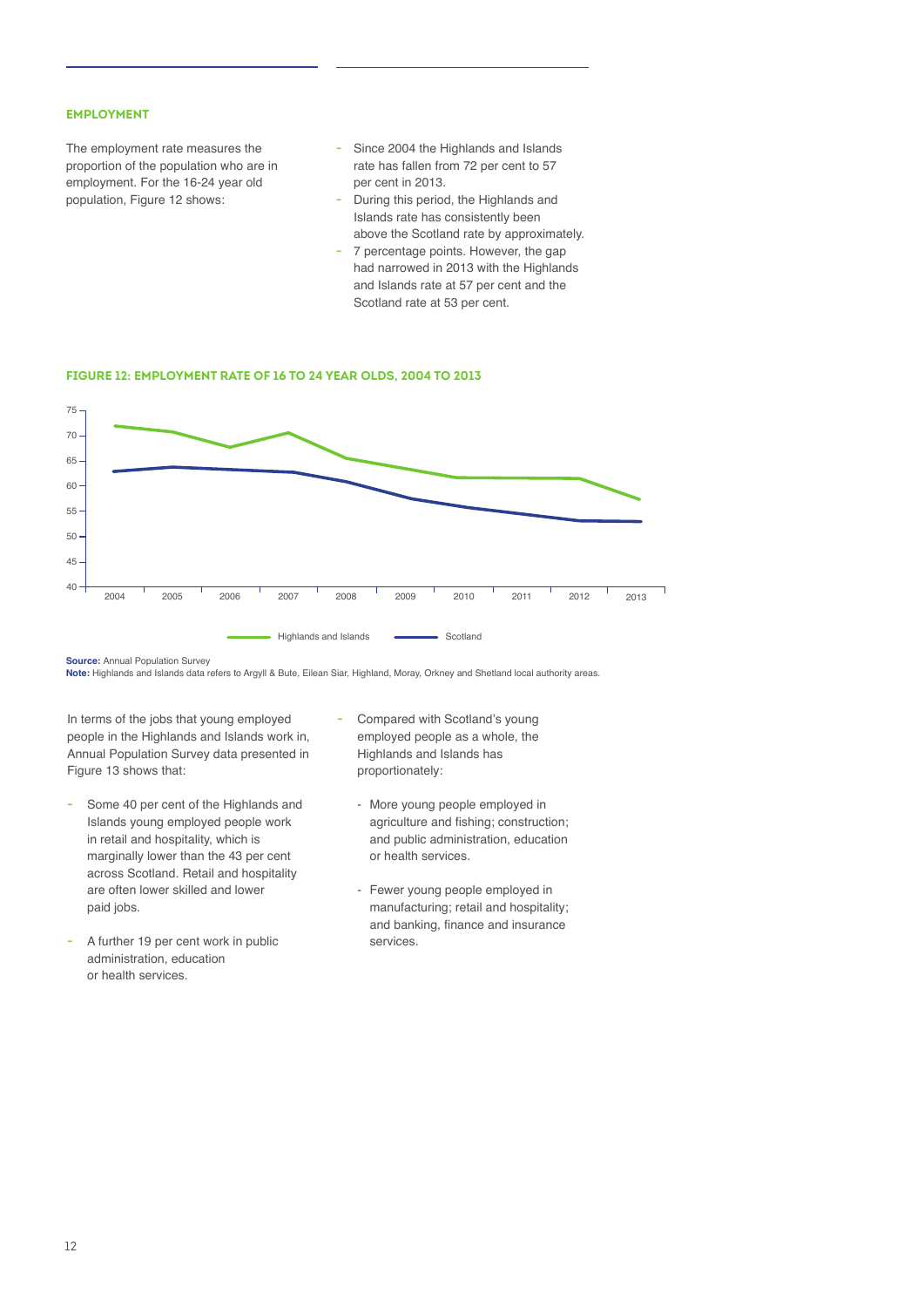## EMPLOYMENT

The employment rate measures the proportion of the population who are in employment. For the 16-24 year old population, Figure 12 shows:

- Since 2004 the Highlands and Islands rate has fallen from 72 per cent to 57 per cent in 2013.
- During this period, the Highlands and Islands rate has consistently been above the Scotland rate by approximately.
- 7 percentage points. However, the gap had narrowed in 2013 with the Highlands and Islands rate at 57 per cent and the Scotland rate at 53 per cent.

**FIGURE 12: EMPLOYMENT RATE OF 16 TO 24 YEAR OLDS, 2004 TO 2013**

**Source:** Annual Population Survey
**Note:** Highlands and Islands data refers to Argyll & Bute, Eilean Siar, Highland, Moray, Orkney and Shetland local authority areas.

In terms of the jobs that young employed people in the Highlands and Islands work in, Annual Population Survey data presented in Figure 13 shows that:

- Some 40 per cent of the Highlands and Islands young employed people work in retail and hospitality, which is marginally lower than the 43 per cent across Scotland. Retail and hospitality are often lower skilled and lower paid jobs.
- A further 19 per cent work in public administration, education or health services.
- Compared with Scotland's young employed people as a whole, the Highlands and Islands has proportionately:
  - More young people employed in agriculture and fishing; construction; and public administration, education or health services.
  - Fewer young people employed in manufacturing; retail and hospitality; and banking, finance and insurance services.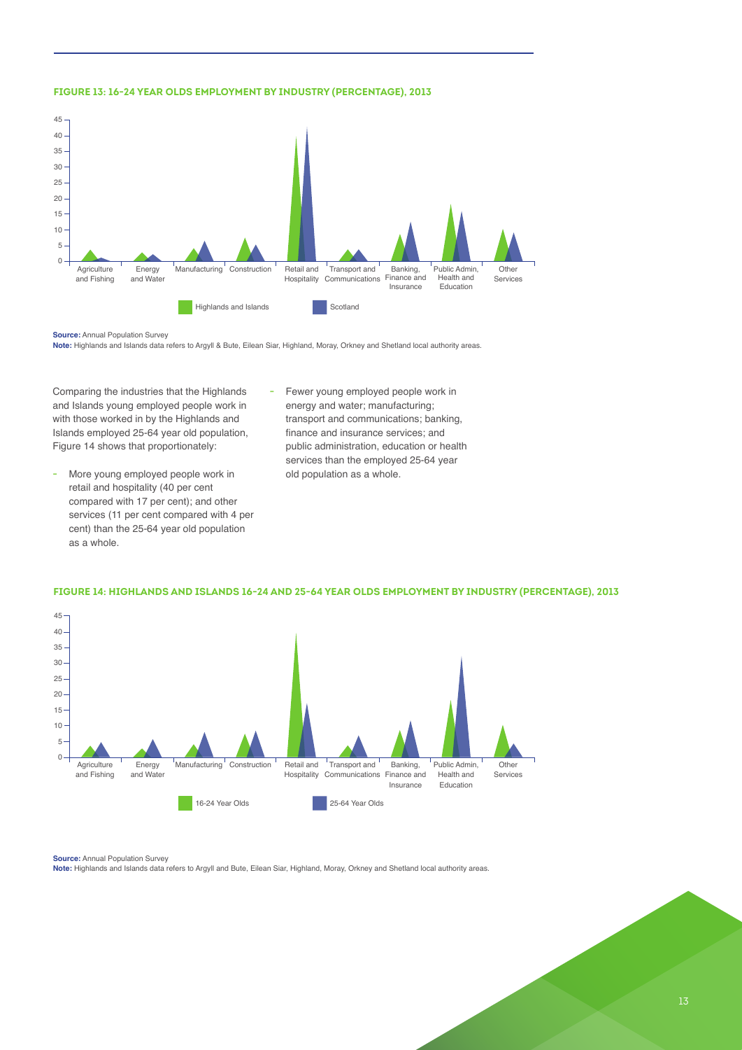**FIGURE 13: 16-24 YEAR OLDS EMPLOYMENT BY INDUSTRY (PERCENTAGE), 2013**

**Source:** Annual Population Survey
**Note:** Highlands and Islands data refers to Argyll & Bute, Eilean Siar, Highland, Moray, Orkney and Shetland local authority areas.

Comparing the industries that the Highlands and Islands young employed people work in with those worked in by the Highlands and Islands employed 25-64 year old population, Figure 14 shows that proportionately:

- More young employed people work in retail and hospitality (40 per cent compared with 17 per cent); and other services (11 per cent compared with 4 per cent) than the 25-64 year old population as a whole.
- Fewer young employed people work in energy and water; manufacturing; transport and communications; banking, finance and insurance services; and public administration, education or health services than the employed 25-64 year old population as a whole.

**FIGURE 14: HIGHLANDS AND ISLANDS 16-24 AND 25-64 YEAR OLDS EMPLOYMENT BY INDUSTRY (PERCENTAGE), 2013**

**Source:** Annual Population Survey
**Note:** Highlands and Islands data refers to Argyll and Bute, Eilean Siar, Highland, Moray, Orkney and Shetland local authority areas.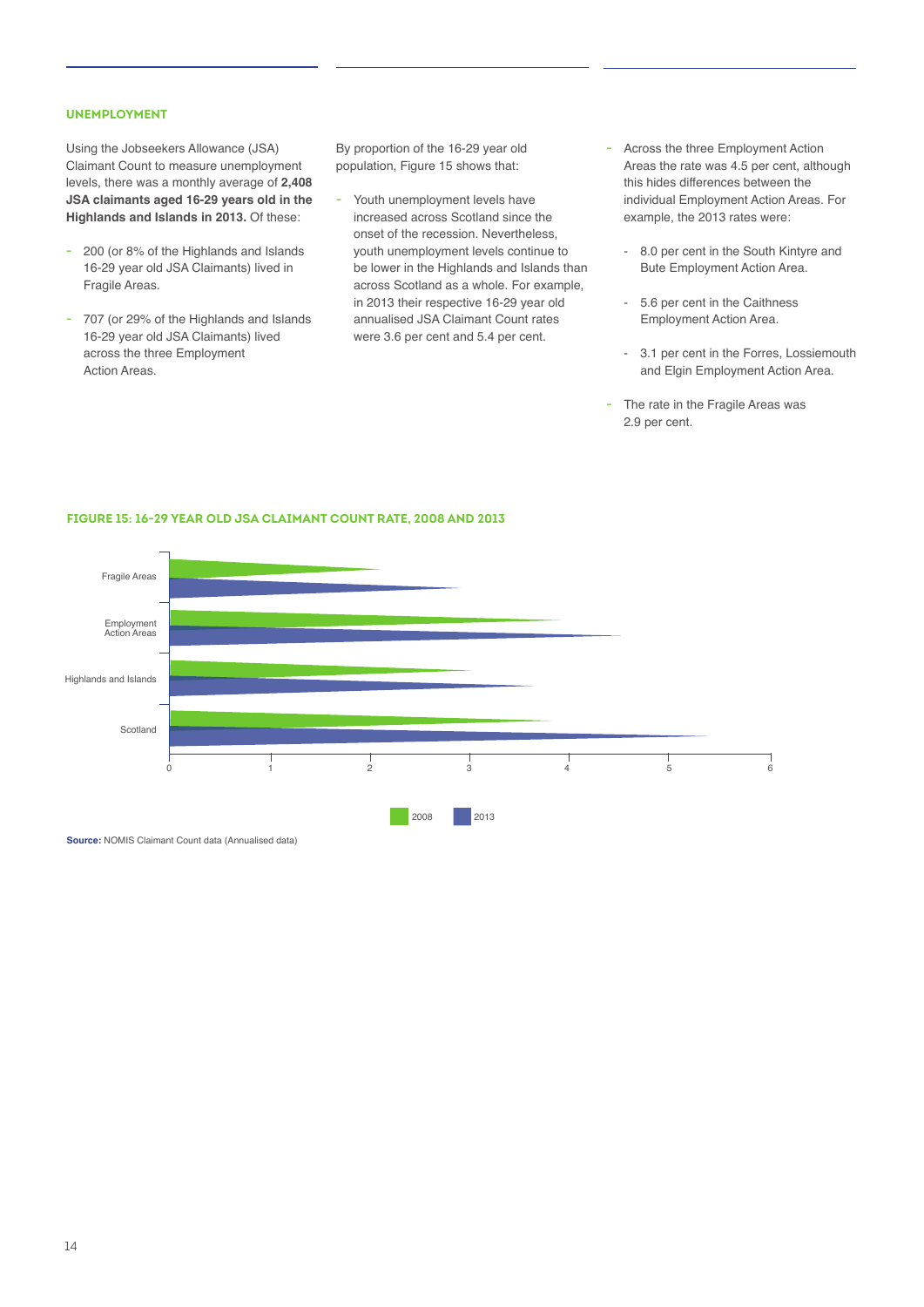## UNEMPLOYMENT

Using the Jobseekers Allowance (JSA) Claimant Count to measure unemployment levels, there was a monthly average of **2,408 JSA claimants aged 16-29 years old in the Highlands and Islands in 2013.** Of these:

- 200 (or 8% of the Highlands and Islands 16-29 year old JSA Claimants) lived in Fragile Areas.
- 707 (or 29% of the Highlands and Islands 16-29 year old JSA Claimants) lived across the three Employment Action Areas.

By proportion of the 16-29 year old population, Figure 15 shows that:

- Youth unemployment levels have increased across Scotland since the onset of the recession. Nevertheless, youth unemployment levels continue to be lower in the Highlands and Islands than across Scotland as a whole. For example, in 2013 their respective 16-29 year old annualised JSA Claimant Count rates were 3.6 per cent and 5.4 per cent.
- Across the three Employment Action Areas the rate was 4.5 per cent, although this hides differences between the individual Employment Action Areas. For example, the 2013 rates were:
  - 8.0 per cent in the South Kintyre and Bute Employment Action Area.
  - 5.6 per cent in the Caithness Employment Action Area.
  - 3.1 per cent in the Forres, Lossiemouth and Elgin Employment Action Area.
- The rate in the Fragile Areas was 2.9 per cent.

**FIGURE 15: 16-29 YEAR OLD JSA CLAIMANT COUNT RATE, 2008 AND 2013**

**Source:** NOMIS Claimant Count data (Annualised data)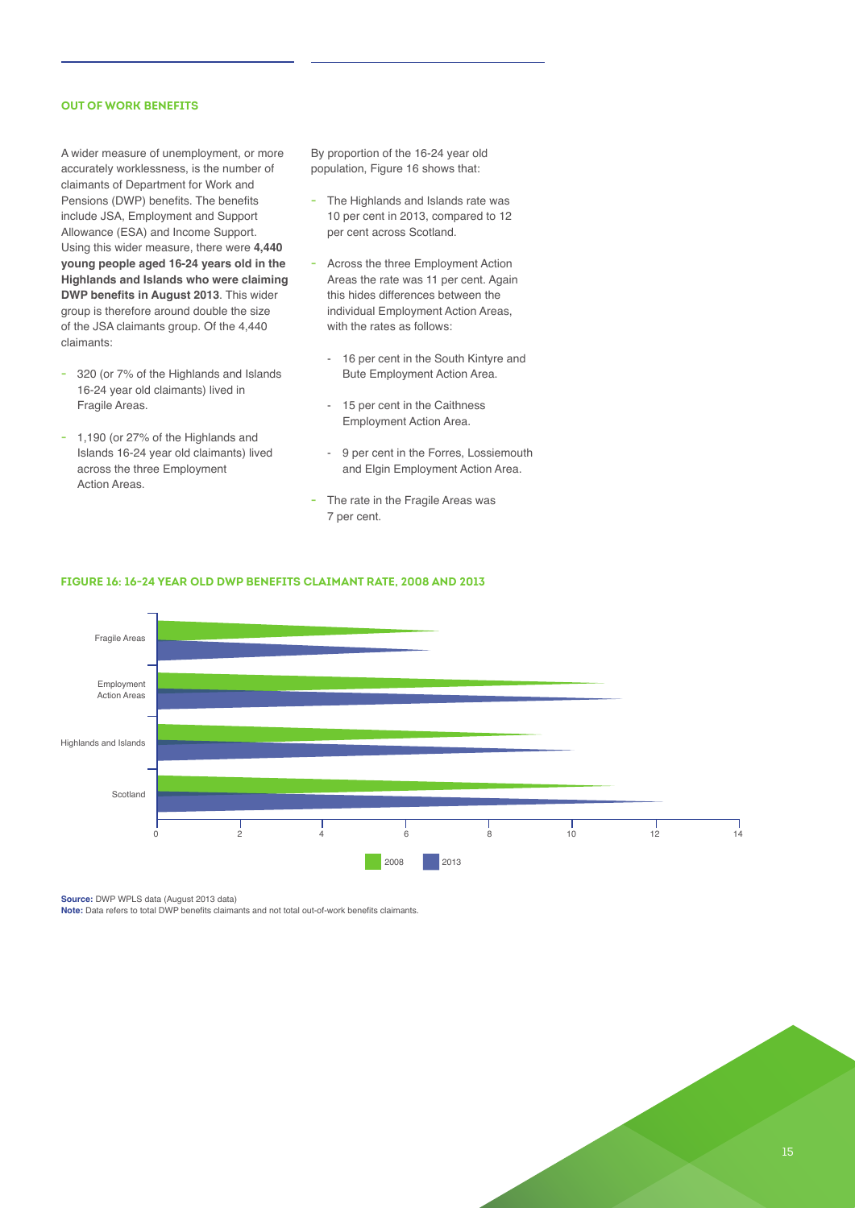## OUT OF WORK BENEFITS

A wider measure of unemployment, or more accurately worklessness, is the number of claimants of Department for Work and Pensions (DWP) benefits. The benefits include JSA, Employment and Support Allowance (ESA) and Income Support. Using this wider measure, there were **4,440 young people aged 16-24 years old in the Highlands and Islands who were claiming DWP benefits in August 2013**. This wider group is therefore around double the size of the JSA claimants group. Of the 4,440 claimants:

- 320 (or 7% of the Highlands and Islands 16-24 year old claimants) lived in Fragile Areas.
- 1,190 (or 27% of the Highlands and Islands 16-24 year old claimants) lived across the three Employment Action Areas.

By proportion of the 16-24 year old population, Figure 16 shows that:

- The Highlands and Islands rate was 10 per cent in 2013, compared to 12 per cent across Scotland.
- Across the three Employment Action Areas the rate was 11 per cent. Again this hides differences between the individual Employment Action Areas, with the rates as follows:
  - 16 per cent in the South Kintyre and Bute Employment Action Area.
  - 15 per cent in the Caithness Employment Action Area.
  - 9 per cent in the Forres, Lossiemouth and Elgin Employment Action Area.
- The rate in the Fragile Areas was 7 per cent.

**FIGURE 16: 16-24 YEAR OLD DWP BENEFITS CLAIMANT RATE, 2008 AND 2013**

**Source:** DWP WPLS data (August 2013 data)
**Note:** Data refers to total DWP benefits claimants and not total out-of-work benefits claimants.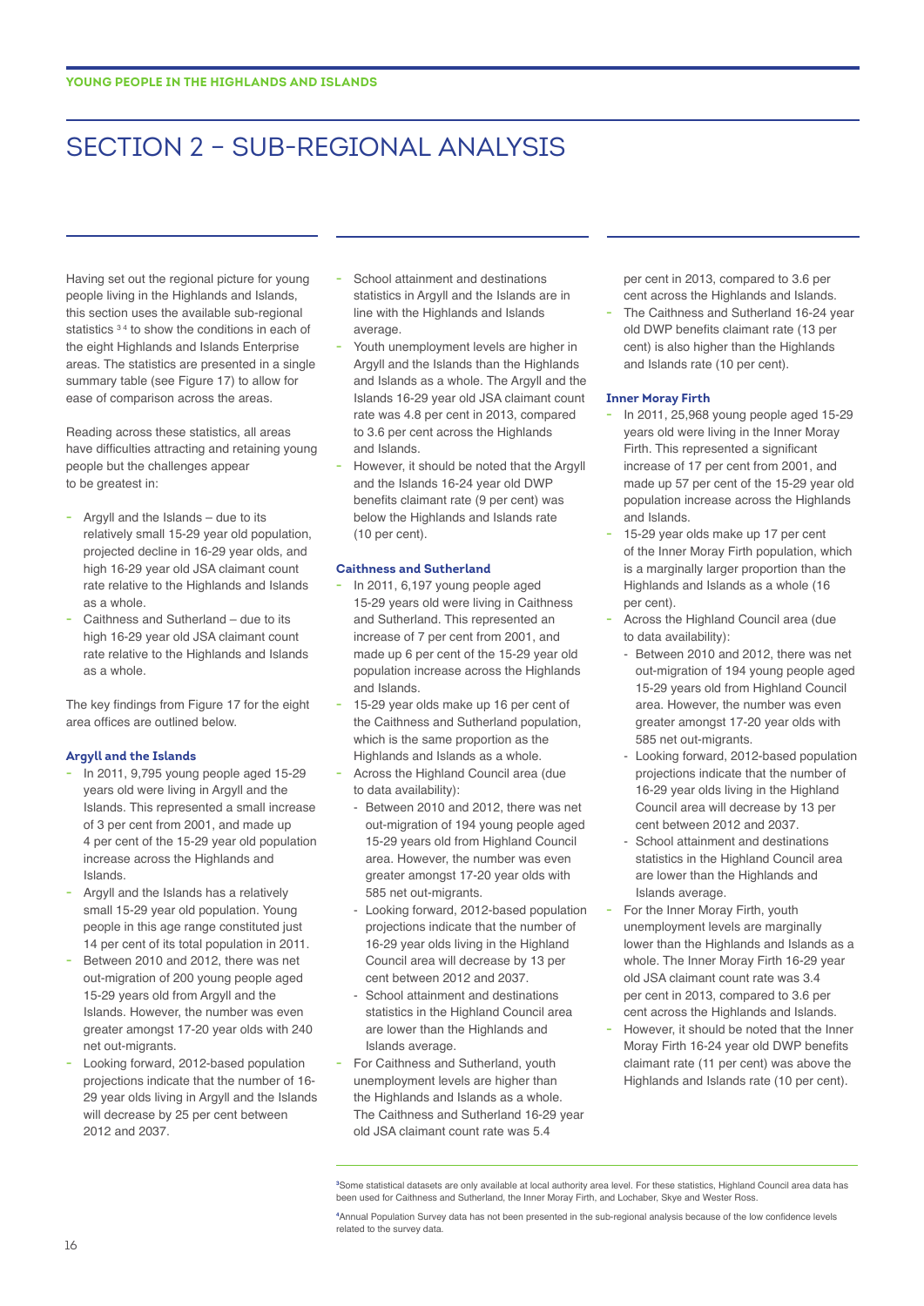# SECTION 2 – SUB-REGIONAL ANALYSIS

Having set out the regional picture for young people living in the Highlands and Islands, this section uses the available sub-regional statistics [3] [4] to show the conditions in each of the eight Highlands and Islands Enterprise areas. The statistics are presented in a single summary table (see Figure 17) to allow for ease of comparison across the areas.

Reading across these statistics, all areas have difficulties attracting and retaining young people but the challenges appear to be greatest in:

- Argyll and the Islands – due to its relatively small 15-29 year old population, projected decline in 16-29 year olds, and high 16-29 year old JSA claimant count rate relative to the Highlands and Islands as a whole.
- Caithness and Sutherland – due to its high 16-29 year old JSA claimant count rate relative to the Highlands and Islands as a whole.

The key findings from Figure 17 for the eight area offices are outlined below.

**Argyll and the Islands**

- In 2011, 9,795 young people aged 15-29 years old were living in Argyll and the Islands. This represented a small increase of 3 per cent from 2001, and made up 4 per cent of the 15-29 year old population increase across the Highlands and Islands.
- Argyll and the Islands has a relatively small 15-29 year old population. Young people in this age range constituted just 14 per cent of its total population in 2011.
- Between 2010 and 2012, there was net out-migration of 200 young people aged 15-29 years old from Argyll and the Islands. However, the number was even greater amongst 17-20 year olds with 240 net out-migrants.
- Looking forward, 2012-based population projections indicate that the number of 16-29 year olds living in Argyll and the Islands will decrease by 25 per cent between 2012 and 2037.
- School attainment and destinations statistics in Argyll and the Islands are in line with the Highlands and Islands average.
- Youth unemployment levels are higher in Argyll and the Islands than the Highlands and Islands as a whole. The Argyll and the Islands 16-29 year old JSA claimant count rate was 4.8 per cent in 2013, compared to 3.6 per cent across the Highlands and Islands.
- However, it should be noted that the Argyll and the Islands 16-24 year old DWP benefits claimant rate (9 per cent) was below the Highlands and Islands rate (10 per cent).

**Caithness and Sutherland**

- In 2011, 6,197 young people aged 15-29 years old were living in Caithness and Sutherland. This represented an increase of 7 per cent from 2001, and made up 6 per cent of the 15-29 year old population increase across the Highlands and Islands.
- 15-29 year olds make up 16 per cent of the Caithness and Sutherland population, which is the same proportion as the Highlands and Islands as a whole.
- Across the Highland Council area (due to data availability):
  - Between 2010 and 2012, there was net out-migration of 194 young people aged 15-29 years old from Highland Council area. However, the number was even greater amongst 17-20 year olds with 585 net out-migrants.
  - Looking forward, 2012-based population projections indicate that the number of 16-29 year olds living in the Highland Council area will decrease by 13 per cent between 2012 and 2037.
  - School attainment and destinations statistics in the Highland Council area are lower than the Highlands and Islands average.
- For Caithness and Sutherland, youth unemployment levels are higher than the Highlands and Islands as a whole. The Caithness and Sutherland 16-29 year old JSA claimant count rate was 5.4 per cent in 2013, compared to 3.6 per cent across the Highlands and Islands.
- The Caithness and Sutherland 16-24 year old DWP benefits claimant rate (13 per cent) is also higher than the Highlands and Islands rate (10 per cent).

**Inner Moray Firth**

- In 2011, 25,968 young people aged 15-29 years old were living in the Inner Moray Firth. This represented a significant increase of 17 per cent from 2001, and made up 57 per cent of the 15-29 year old population increase across the Highlands and Islands.
- 15-29 year olds make up 17 per cent of the Inner Moray Firth population, which is a marginally larger proportion than the Highlands and Islands as a whole (16 per cent).
- Across the Highland Council area (due to data availability):
  - Between 2010 and 2012, there was net out-migration of 194 young people aged 15-29 years old from Highland Council area. However, the number was even greater amongst 17-20 year olds with 585 net out-migrants.
  - Looking forward, 2012-based population projections indicate that the number of 16-29 year olds living in the Highland Council area will decrease by 13 per cent between 2012 and 2037.
  - School attainment and destinations statistics in the Highland Council area are lower than the Highlands and Islands average.
- For the Inner Moray Firth, youth unemployment levels are marginally lower than the Highlands and Islands as a whole. The Inner Moray Firth 16-29 year old JSA claimant count rate was 3.4 per cent in 2013, compared to 3.6 per cent across the Highlands and Islands.
- However, it should be noted that the Inner Moray Firth 16-24 year old DWP benefits claimant rate (11 per cent) was above the Highlands and Islands rate (10 per cent).

---

[3] Some statistical datasets are only available at local authority area level. For these statistics, Highland Council area data has been used for Caithness and Sutherland, the Inner Moray Firth, and Lochaber, Skye and Wester Ross.

[4] Annual Population Survey data has not been presented in the sub-regional analysis because of the low confidence levels related to the survey data.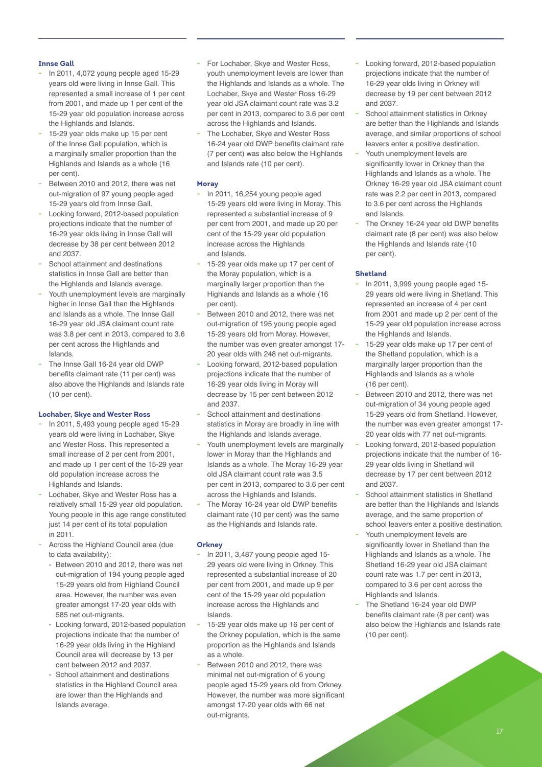### Innse Gall

- In 2011, 4,072 young people aged 15-29 years old were living in Innse Gall. This represented a small increase of 1 per cent from 2001, and made up 1 per cent of the 15-29 year old population increase across the Highlands and Islands.
- 15-29 year olds make up 15 per cent of the Innse Gall population, which is a marginally smaller proportion than the Highlands and Islands as a whole (16 per cent).
- Between 2010 and 2012, there was net out-migration of 97 young people aged 15-29 years old from Innse Gall.
- Looking forward, 2012-based population projections indicate that the number of 16-29 year olds living in Innse Gall will decrease by 38 per cent between 2012 and 2037.
- School attainment and destinations statistics in Innse Gall are better than the Highlands and Islands average.
- Youth unemployment levels are marginally higher in Innse Gall than the Highlands and Islands as a whole. The Innse Gall 16-29 year old JSA claimant count rate was 3.8 per cent in 2013, compared to 3.6 per cent across the Highlands and Islands.
- The Innse Gall 16-24 year old DWP benefits claimant rate (11 per cent) was also above the Highlands and Islands rate (10 per cent).

### Lochaber, Skye and Wester Ross

- In 2011, 5,493 young people aged 15-29 years old were living in Lochaber, Skye and Wester Ross. This represented a small increase of 2 per cent from 2001, and made up 1 per cent of the 15-29 year old population increase across the Highlands and Islands.
- Lochaber, Skye and Wester Ross has a relatively small 15-29 year old population. Young people in this age range constituted just 14 per cent of its total population in 2011.
- Across the Highland Council area (due to data availability):
  - Between 2010 and 2012, there was net out-migration of 194 young people aged 15-29 years old from Highland Council area. However, the number was even greater amongst 17-20 year olds with 585 net out-migrants.
  - Looking forward, 2012-based population projections indicate that the number of 16-29 year olds living in the Highland Council area will decrease by 13 per cent between 2012 and 2037.
  - School attainment and destinations statistics in the Highland Council area are lower than the Highlands and Islands average.
- For Lochaber, Skye and Wester Ross, youth unemployment levels are lower than the Highlands and Islands as a whole. The Lochaber, Skye and Wester Ross 16-29 year old JSA claimant count rate was 3.2 per cent in 2013, compared to 3.6 per cent across the Highlands and Islands.
- The Lochaber, Skye and Wester Ross 16-24 year old DWP benefits claimant rate (7 per cent) was also below the Highlands and Islands rate (10 per cent).

### Moray

- In 2011, 16,254 young people aged 15-29 years old were living in Moray. This represented a substantial increase of 9 per cent from 2001, and made up 20 per cent of the 15-29 year old population increase across the Highlands and Islands.
- 15-29 year olds make up 17 per cent of the Moray population, which is a marginally larger proportion than the Highlands and Islands as a whole (16 per cent).
- Between 2010 and 2012, there was net out-migration of 195 young people aged 15-29 years old from Moray. However, the number was even greater amongst 17-20 year olds with 248 net out-migrants.
- Looking forward, 2012-based population projections indicate that the number of 16-29 year olds living in Moray will decrease by 15 per cent between 2012 and 2037.
- School attainment and destinations statistics in Moray are broadly in line with the Highlands and Islands average.
- Youth unemployment levels are marginally lower in Moray than the Highlands and Islands as a whole. The Moray 16-29 year old JSA claimant count rate was 3.5 per cent in 2013, compared to 3.6 per cent across the Highlands and Islands.
- The Moray 16-24 year old DWP benefits claimant rate (10 per cent) was the same as the Highlands and Islands rate.

### Orkney

- In 2011, 3,487 young people aged 15-29 years old were living in Orkney. This represented a substantial increase of 20 per cent from 2001, and made up 9 per cent of the 15-29 year old population increase across the Highlands and Islands.
- 15-29 year olds make up 16 per cent of the Orkney population, which is the same proportion as the Highlands and Islands as a whole.
- Between 2010 and 2012, there was minimal net out-migration of 6 young people aged 15-29 years old from Orkney. However, the number was more significant amongst 17-20 year olds with 66 net out-migrants.
- Looking forward, 2012-based population projections indicate that the number of 16-29 year olds living in Orkney will decrease by 19 per cent between 2012 and 2037.
- School attainment statistics in Orkney are better than the Highlands and Islands average, and similar proportions of school leavers enter a positive destination.
- Youth unemployment levels are significantly lower in Orkney than the Highlands and Islands as a whole. The Orkney 16-29 year old JSA claimant count rate was 2.2 per cent in 2013, compared to 3.6 per cent across the Highlands and Islands.
- The Orkney 16-24 year old DWP benefits claimant rate (8 per cent) was also below the Highlands and Islands rate (10 per cent).

### Shetland

- In 2011, 3,999 young people aged 15-29 years old were living in Shetland. This represented an increase of 4 per cent from 2001 and made up 2 per cent of the 15-29 year old population increase across the Highlands and Islands.
- 15-29 year olds make up 17 per cent of the Shetland population, which is a marginally larger proportion than the Highlands and Islands as a whole (16 per cent).
- Between 2010 and 2012, there was net out-migration of 34 young people aged 15-29 years old from Shetland. However, the number was even greater amongst 17-20 year olds with 77 net out-migrants.
- Looking forward, 2012-based population projections indicate that the number of 16-29 year olds living in Shetland will decrease by 17 per cent between 2012 and 2037.
- School attainment statistics in Shetland are better than the Highlands and Islands average, and the same proportion of school leavers enter a positive destination.
- Youth unemployment levels are significantly lower in Shetland than the Highlands and Islands as a whole. The Shetland 16-29 year old JSA claimant count rate was 1.7 per cent in 2013, compared to 3.6 per cent across the Highlands and Islands.
- The Shetland 16-24 year old DWP benefits claimant rate (8 per cent) was also below the Highlands and Islands rate (10 per cent).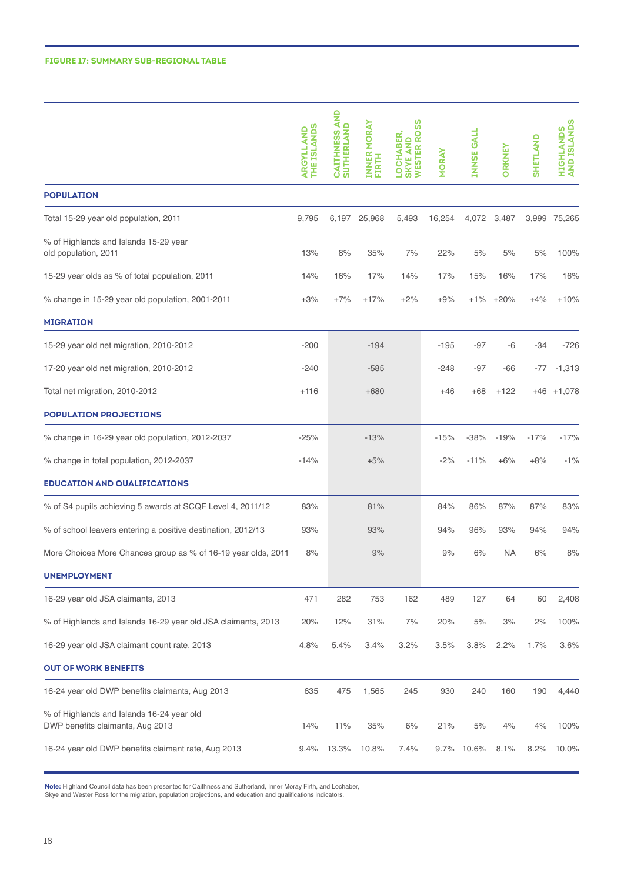**FIGURE 17: SUMMARY SUB-REGIONAL TABLE**

| | ARGYLL AND THE ISLANDS | CAITHNESS AND SUTHERLAND | INNER MORAY FIRTH | LOCHABER, SKYE AND WESTER ROSS | MORAY | INNSE GALL | ORKNEY | SHETLAND | HIGHLANDS AND ISLANDS |
|---|---|---|---|---|---|---|---|---|---|
| **POPULATION** | | | | | | | | | |
| Total 15-29 year old population, 2011 | 9,795 | 6,197 | 25,968 | 5,493 | 16,254 | 4,072 | 3,487 | 3,999 | 75,265 |
| % of Highlands and Islands 15-29 year old population, 2011 | 13% | 8% | 35% | 7% | 22% | 5% | 5% | 5% | 100% |
| 15-29 year olds as % of total population, 2011 | 14% | 16% | 17% | 14% | 17% | 15% | 16% | 17% | 16% |
| % change in 15-29 year old population, 2001-2011 | +3% | +7% | +17% | +2% | +9% | +1% | +20% | +4% | +10% |
| **MIGRATION** | | | | | | | | | |
| 15-29 year old net migration, 2010-2012 | -200 | | -194 | | -195 | -97 | -6 | -34 | -726 |
| 17-20 year old net migration, 2010-2012 | -240 | | -585 | | -248 | -97 | -66 | -77 | -1,313 |
| Total net migration, 2010-2012 | +116 | | +680 | | +46 | +68 | +122 | +46 | +1,078 |
| **POPULATION PROJECTIONS** | | | | | | | | | |
| % change in 16-29 year old population, 2012-2037 | -25% | | -13% | | -15% | -38% | -19% | -17% | -17% |
| % change in total population, 2012-2037 | -14% | | +5% | | -2% | -11% | +6% | +8% | -1% |
| **EDUCATION AND QUALIFICATIONS** | | | | | | | | | |
| % of S4 pupils achieving 5 awards at SCQF Level 4, 2011/12 | 83% | | 81% | | 84% | 86% | 87% | 87% | 83% |
| % of school leavers entering a positive destination, 2012/13 | 93% | | 93% | | 94% | 96% | 93% | 94% | 94% |
| More Choices More Chances group as % of 16-19 year olds, 2011 | 8% | | 9% | | 9% | 6% | NA | 6% | 8% |
| **UNEMPLOYMENT** | | | | | | | | | |
| 16-29 year old JSA claimants, 2013 | 471 | 282 | 753 | 162 | 489 | 127 | 64 | 60 | 2,408 |
| % of Highlands and Islands 16-29 year old JSA claimants, 2013 | 20% | 12% | 31% | 7% | 20% | 5% | 3% | 2% | 100% |
| 16-29 year old JSA claimant count rate, 2013 | 4.8% | 5.4% | 3.4% | 3.2% | 3.5% | 3.8% | 2.2% | 1.7% | 3.6% |
| **OUT OF WORK BENEFITS** | | | | | | | | | |
| 16-24 year old DWP benefits claimants, Aug 2013 | 635 | 475 | 1,565 | 245 | 930 | 240 | 160 | 190 | 4,440 |
| % of Highlands and Islands 16-24 year old DWP benefits claimants, Aug 2013 | 14% | 11% | 35% | 6% | 21% | 5% | 4% | 4% | 100% |
| 16-24 year old DWP benefits claimant rate, Aug 2013 | 9.4% | 13.3% | 10.8% | 7.4% | 9.7% | 10.6% | 8.1% | 8.2% | 10.0% |

**Note:** Highland Council data has been presented for Caithness and Sutherland, Inner Moray Firth, and Lochaber, Skye and Wester Ross for the migration, population projections, and education and qualifications indicators.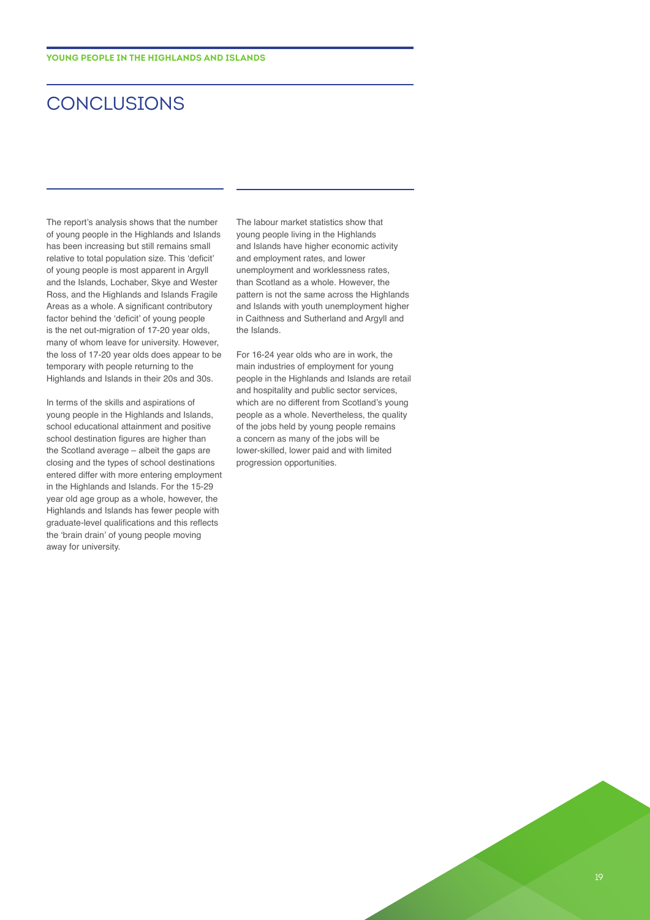# CONCLUSIONS

The report's analysis shows that the number of young people in the Highlands and Islands has been increasing but still remains small relative to total population size. This 'deficit' of young people is most apparent in Argyll and the Islands, Lochaber, Skye and Wester Ross, and the Highlands and Islands Fragile Areas as a whole. A significant contributory factor behind the 'deficit' of young people is the net out-migration of 17-20 year olds, many of whom leave for university. However, the loss of 17-20 year olds does appear to be temporary with people returning to the Highlands and Islands in their 20s and 30s.

In terms of the skills and aspirations of young people in the Highlands and Islands, school educational attainment and positive school destination figures are higher than the Scotland average – albeit the gaps are closing and the types of school destinations entered differ with more entering employment in the Highlands and Islands. For the 15-29 year old age group as a whole, however, the Highlands and Islands has fewer people with graduate-level qualifications and this reflects the 'brain drain' of young people moving away for university.

The labour market statistics show that young people living in the Highlands and Islands have higher economic activity and employment rates, and lower unemployment and worklessness rates, than Scotland as a whole. However, the pattern is not the same across the Highlands and Islands with youth unemployment higher in Caithness and Sutherland and Argyll and the Islands.

For 16-24 year olds who are in work, the main industries of employment for young people in the Highlands and Islands are retail and hospitality and public sector services, which are no different from Scotland's young people as a whole. Nevertheless, the quality of the jobs held by young people remains a concern as many of the jobs will be lower-skilled, lower paid and with limited progression opportunities.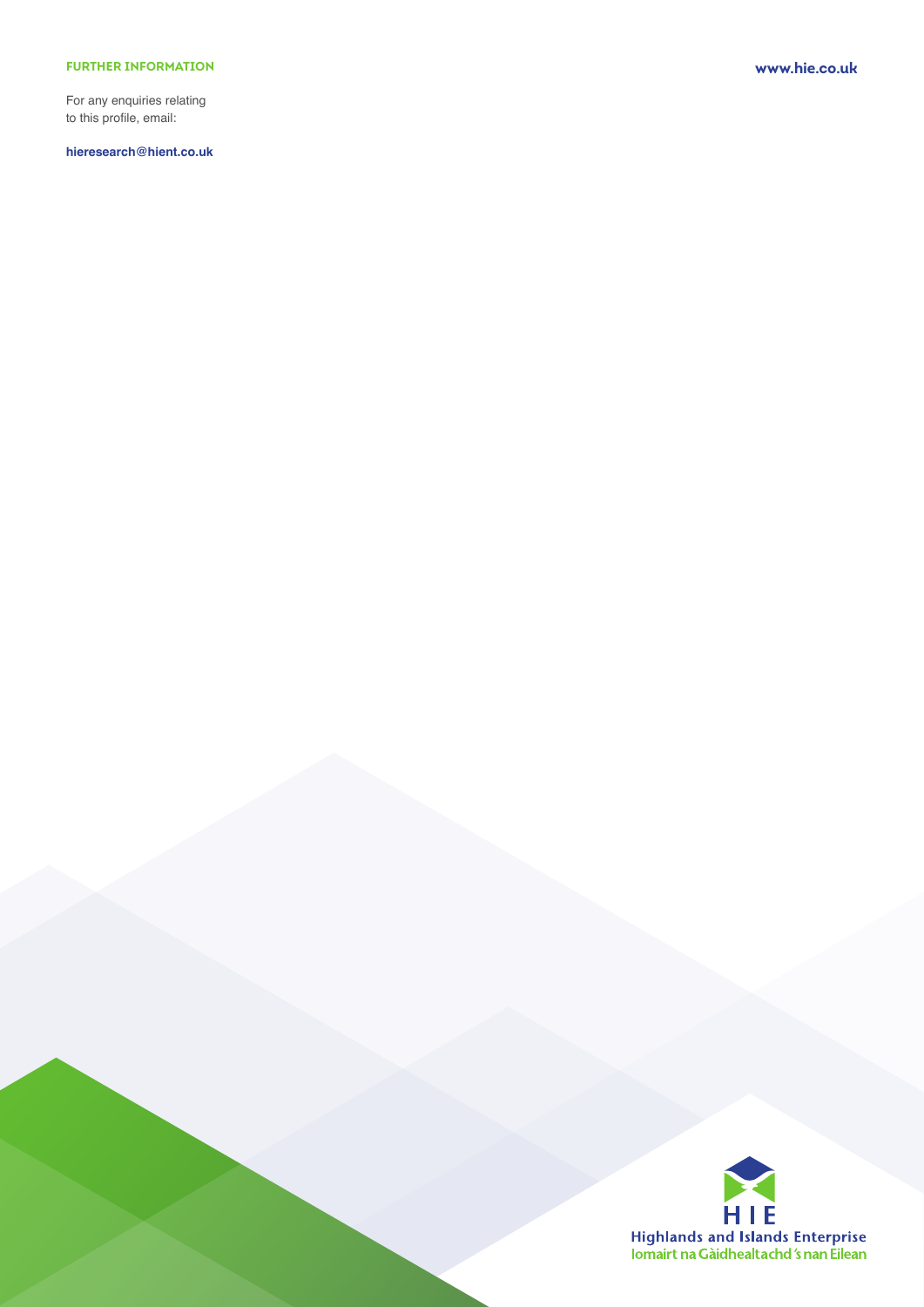## FURTHER INFORMATION

For any enquiries relating to this profile, email:

**hieresearch@hient.co.uk**

**www.hie.co.uk**

HIE
Highlands and Islands Enterprise
Iomairt na Gàidhealtachd 's nan Eilean